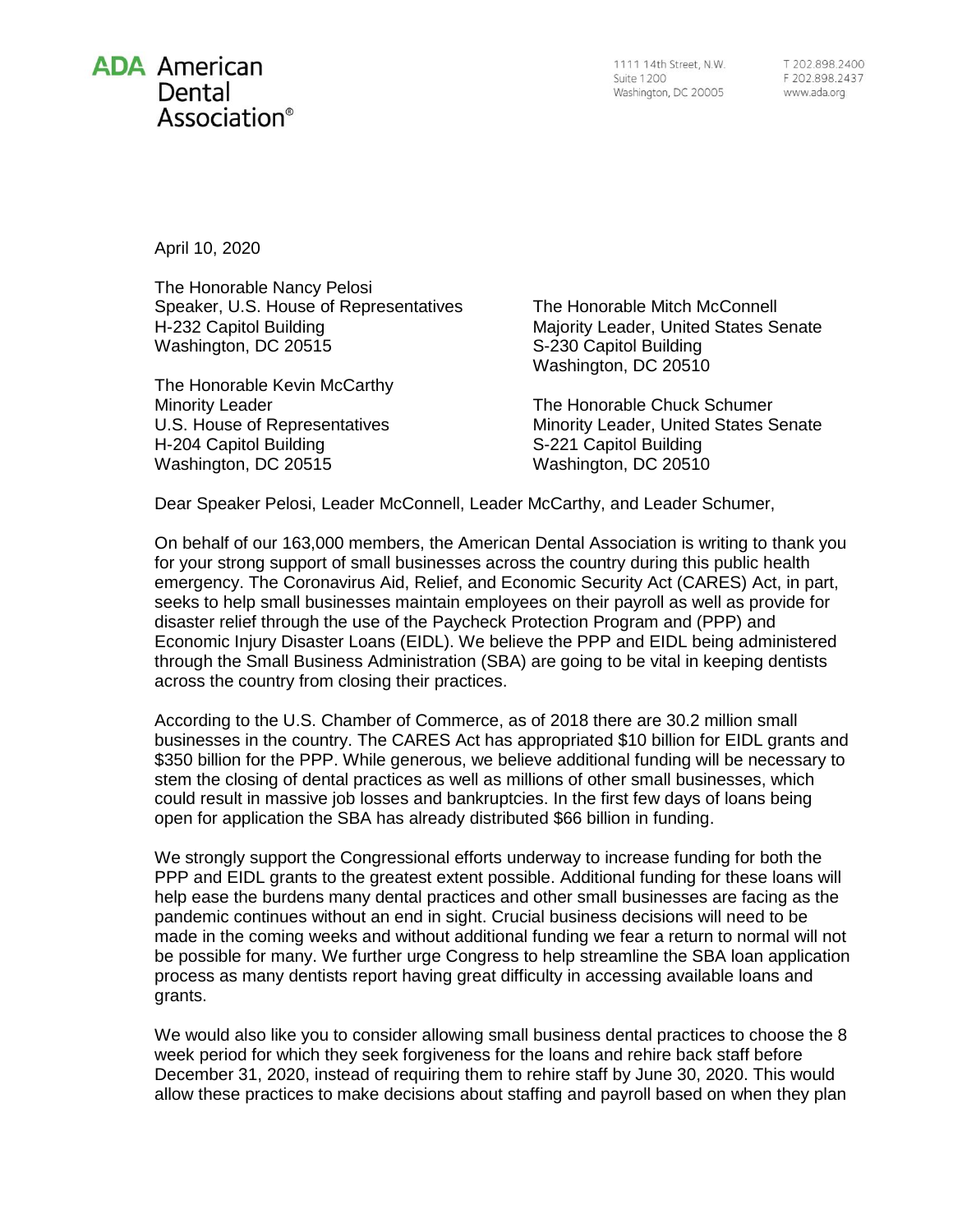**ADA** American Dental Association®

1111 14th Street, N.W.
Suite 1200
Washington, DC 20005

T 202.898.2400
F 202.898.2437
www.ada.org

April 10, 2020

The Honorable Nancy Pelosi
Speaker, U.S. House of Representatives
H-232 Capitol Building
Washington, DC 20515

The Honorable Mitch McConnell
Majority Leader, United States Senate
S-230 Capitol Building
Washington, DC 20510

The Honorable Kevin McCarthy
Minority Leader
U.S. House of Representatives
H-204 Capitol Building
Washington, DC 20515

The Honorable Chuck Schumer
Minority Leader, United States Senate
S-221 Capitol Building
Washington, DC 20510

Dear Speaker Pelosi, Leader McConnell, Leader McCarthy, and Leader Schumer,

On behalf of our 163,000 members, the American Dental Association is writing to thank you for your strong support of small businesses across the country during this public health emergency. The Coronavirus Aid, Relief, and Economic Security Act (CARES) Act, in part, seeks to help small businesses maintain employees on their payroll as well as provide for disaster relief through the use of the Paycheck Protection Program and (PPP) and Economic Injury Disaster Loans (EIDL). We believe the PPP and EIDL being administered through the Small Business Administration (SBA) are going to be vital in keeping dentists across the country from closing their practices.

According to the U.S. Chamber of Commerce, as of 2018 there are 30.2 million small businesses in the country. The CARES Act has appropriated $10 billion for EIDL grants and $350 billion for the PPP. While generous, we believe additional funding will be necessary to stem the closing of dental practices as well as millions of other small businesses, which could result in massive job losses and bankruptcies. In the first few days of loans being open for application the SBA has already distributed $66 billion in funding.

We strongly support the Congressional efforts underway to increase funding for both the PPP and EIDL grants to the greatest extent possible. Additional funding for these loans will help ease the burdens many dental practices and other small businesses are facing as the pandemic continues without an end in sight. Crucial business decisions will need to be made in the coming weeks and without additional funding we fear a return to normal will not be possible for many. We further urge Congress to help streamline the SBA loan application process as many dentists report having great difficulty in accessing available loans and grants.

We would also like you to consider allowing small business dental practices to choose the 8 week period for which they seek forgiveness for the loans and rehire back staff before December 31, 2020, instead of requiring them to rehire staff by June 30, 2020. This would allow these practices to make decisions about staffing and payroll based on when they plan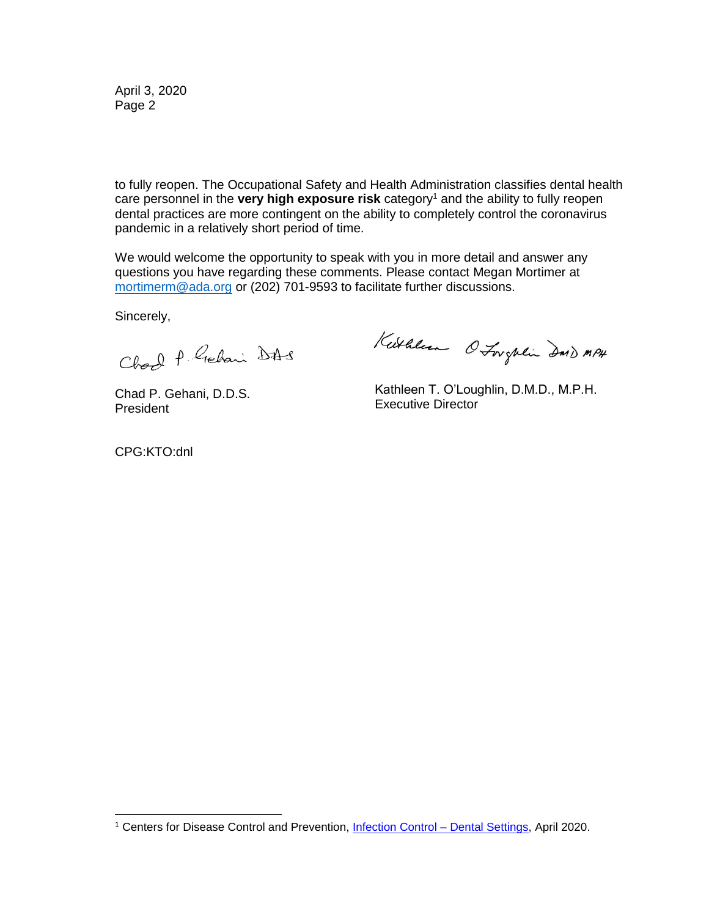to fully reopen. The Occupational Safety and Health Administration classifies dental health care personnel in the **very high exposure risk** category[1] and the ability to fully reopen dental practices are more contingent on the ability to completely control the coronavirus pandemic in a relatively short period of time.

We would welcome the opportunity to speak with you in more detail and answer any questions you have regarding these comments. Please contact Megan Mortimer at mortimerm@ada.org or (202) 701-9593 to facilitate further discussions.

Sincerely,

Chad P. Gehani, D.D.S.
President

Kathleen T. O'Loughlin, D.M.D., M.P.H.
Executive Director

CPG:KTO:dnl

[1] Centers for Disease Control and Prevention, Infection Control – Dental Settings, April 2020.